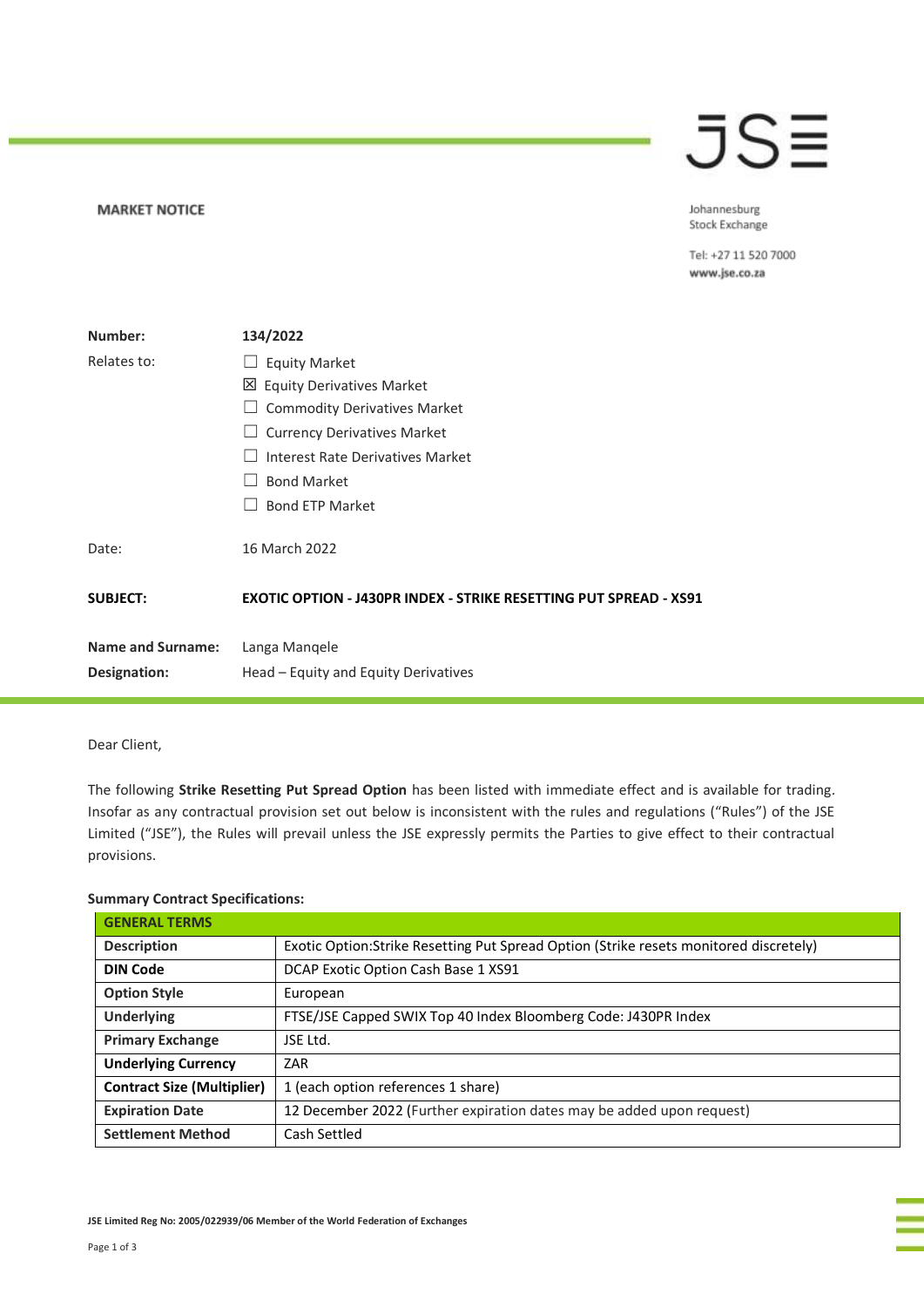**MARKET NOTICE**

Johannesburg Stock Exchange

Tel: +27 11 520 7000
www.jse.co.za

| | |
|---|---|
| **Number:** | **134/2022** |
| Relates to: | ☐ Equity Market<br>☒ Equity Derivatives Market<br>☐ Commodity Derivatives Market<br>☐ Currency Derivatives Market<br>☐ Interest Rate Derivatives Market<br>☐ Bond Market<br>☐ Bond ETP Market |
| Date: | 16 March 2022 |
| **SUBJECT:** | **EXOTIC OPTION - J430PR INDEX - STRIKE RESETTING PUT SPREAD - XS91** |
| **Name and Surname:** | Langa Manqele |
| **Designation:** | Head – Equity and Equity Derivatives |

Dear Client,

The following **Strike Resetting Put Spread Option** has been listed with immediate effect and is available for trading. Insofar as any contractual provision set out below is inconsistent with the rules and regulations ("Rules") of the JSE Limited ("JSE"), the Rules will prevail unless the JSE expressly permits the Parties to give effect to their contractual provisions.

**Summary Contract Specifications:**

| **GENERAL TERMS** | |
|---|---|
| **Description** | Exotic Option:Strike Resetting Put Spread Option (Strike resets monitored discretely) |
| **DIN Code** | DCAP Exotic Option Cash Base 1 XS91 |
| **Option Style** | European |
| **Underlying** | FTSE/JSE Capped SWIX Top 40 Index Bloomberg Code: J430PR Index |
| **Primary Exchange** | JSE Ltd. |
| **Underlying Currency** | ZAR |
| **Contract Size (Multiplier)** | 1 (each option references 1 share) |
| **Expiration Date** | 12 December 2022 (Further expiration dates may be added upon request) |
| **Settlement Method** | Cash Settled |

JSE Limited Reg No: 2005/022939/06 Member of the World Federation of Exchanges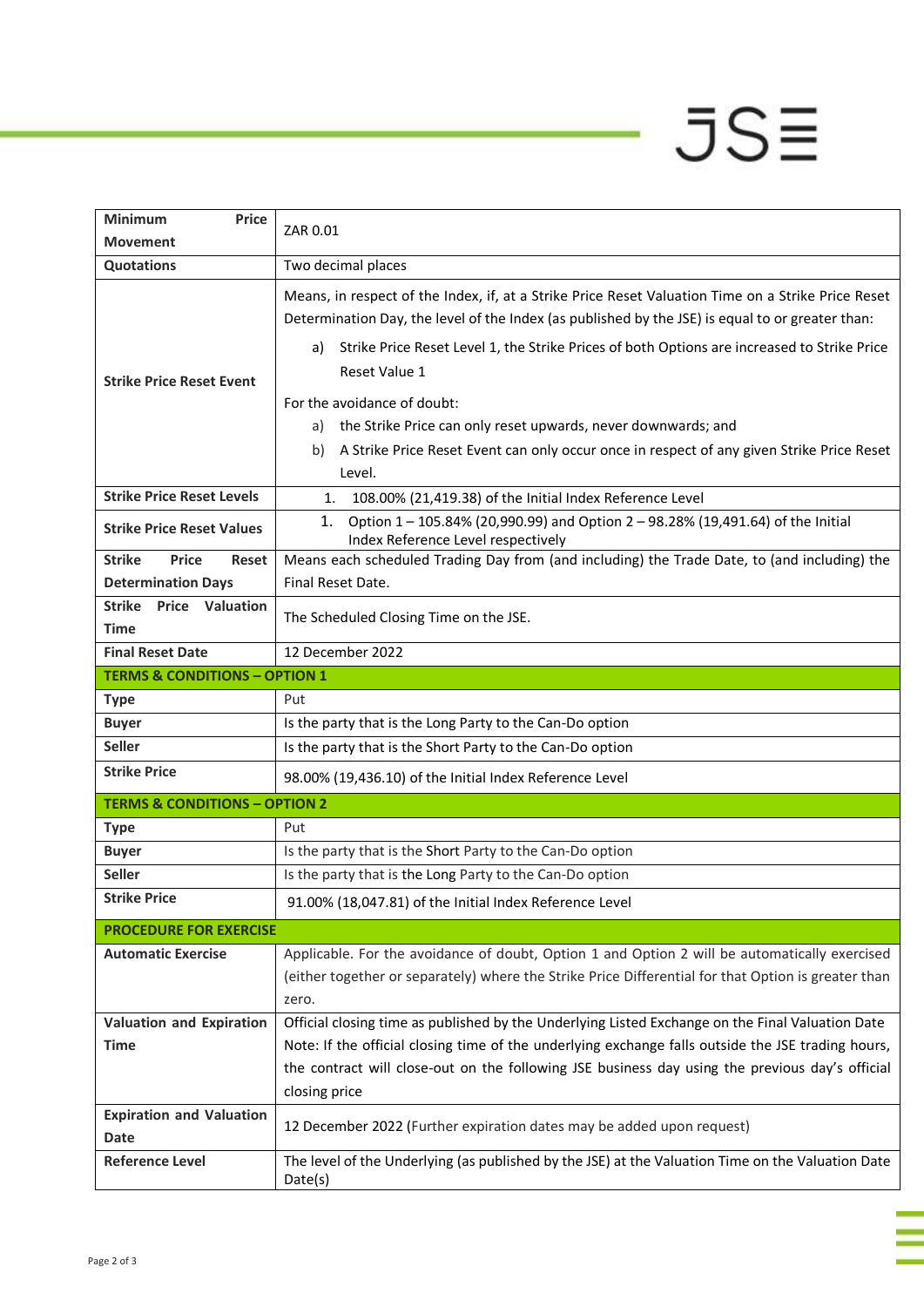| | |
|---|---|
| **Minimum Price Movement** | ZAR 0.01 |
| **Quotations** | Two decimal places |
| **Strike Price Reset Event** | Means, in respect of the Index, if, at a Strike Price Reset Valuation Time on a Strike Price Reset Determination Day, the level of the Index (as published by the JSE) is equal to or greater than:<br>a) Strike Price Reset Level 1, the Strike Prices of both Options are increased to Strike Price Reset Value 1<br>For the avoidance of doubt:<br>a) the Strike Price can only reset upwards, never downwards; and<br>b) A Strike Price Reset Event can only occur once in respect of any given Strike Price Reset Level. |
| **Strike Price Reset Levels** | 1. 108.00% (21,419.38) of the Initial Index Reference Level |
| **Strike Price Reset Values** | 1. Option 1 – 105.84% (20,990.99) and Option 2 – 98.28% (19,491.64) of the Initial Index Reference Level respectively |
| **Strike Price Reset Determination Days** | Means each scheduled Trading Day from (and including) the Trade Date, to (and including) the Final Reset Date. |
| **Strike Price Valuation Time** | The Scheduled Closing Time on the JSE. |
| **Final Reset Date** | 12 December 2022 |
| **TERMS & CONDITIONS – OPTION 1** | |
| **Type** | Put |
| **Buyer** | Is the party that is the Long Party to the Can-Do option |
| **Seller** | Is the party that is the Short Party to the Can-Do option |
| **Strike Price** | 98.00% (19,436.10) of the Initial Index Reference Level |
| **TERMS & CONDITIONS – OPTION 2** | |
| **Type** | Put |
| **Buyer** | Is the party that is the Short Party to the Can-Do option |
| **Seller** | Is the party that is the Long Party to the Can-Do option |
| **Strike Price** | 91.00% (18,047.81) of the Initial Index Reference Level |
| **PROCEDURE FOR EXERCISE** | |
| **Automatic Exercise** | Applicable. For the avoidance of doubt, Option 1 and Option 2 will be automatically exercised (either together or separately) where the Strike Price Differential for that Option is greater than zero. |
| **Valuation and Expiration Time** | Official closing time as published by the Underlying Listed Exchange on the Final Valuation Date<br>Note: If the official closing time of the underlying exchange falls outside the JSE trading hours, the contract will close-out on the following JSE business day using the previous day's official closing price |
| **Expiration and Valuation Date** | 12 December 2022 (Further expiration dates may be added upon request) |
| **Reference Level** | The level of the Underlying (as published by the JSE) at the Valuation Time on the Valuation Date Date(s) |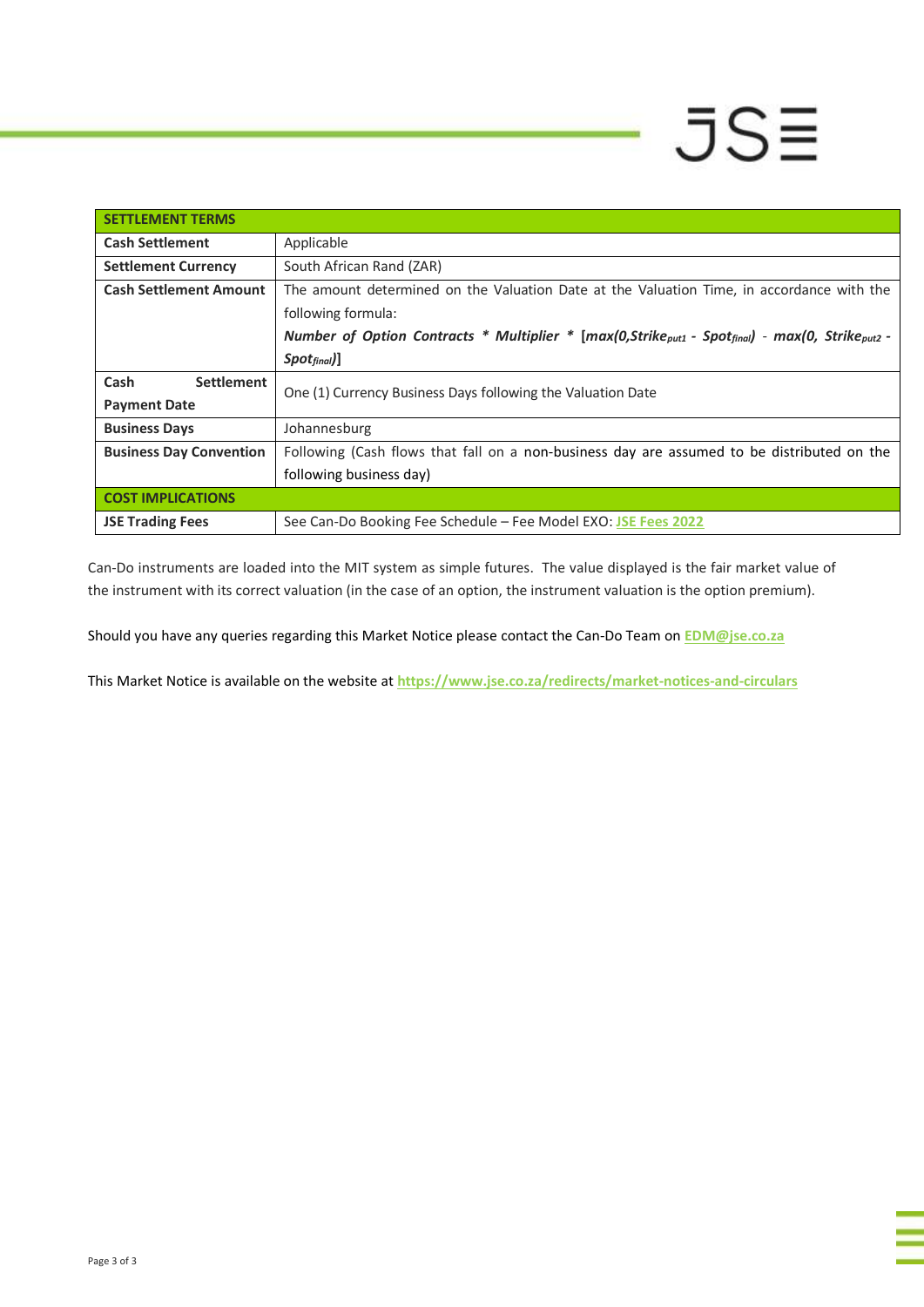| | |
|---|---|
| **SETTLEMENT TERMS** | |
| **Cash Settlement** | Applicable |
| **Settlement Currency** | South African Rand (ZAR) |
| **Cash Settlement Amount** | The amount determined on the Valuation Date at the Valuation Time, in accordance with the following formula: ***Number of Option Contracts * Multiplier * [max(0,$Strike_{put1}$ - $Spot_{final}$) - max(0, $Strike_{put2}$ - $Spot_{final}$)]*** |
| **Cash Settlement Payment Date** | One (1) Currency Business Days following the Valuation Date |
| **Business Days** | Johannesburg |
| **Business Day Convention** | Following (Cash flows that fall on a non-business day are assumed to be distributed on the following business day) |
| **COST IMPLICATIONS** | |
| **JSE Trading Fees** | See Can-Do Booking Fee Schedule – Fee Model EXO: JSE Fees 2022 |

Can-Do instruments are loaded into the MIT system as simple futures. The value displayed is the fair market value of the instrument with its correct valuation (in the case of an option, the instrument valuation is the option premium).

Should you have any queries regarding this Market Notice please contact the Can-Do Team on EDM@jse.co.za

This Market Notice is available on the website at https://www.jse.co.za/redirects/market-notices-and-circulars